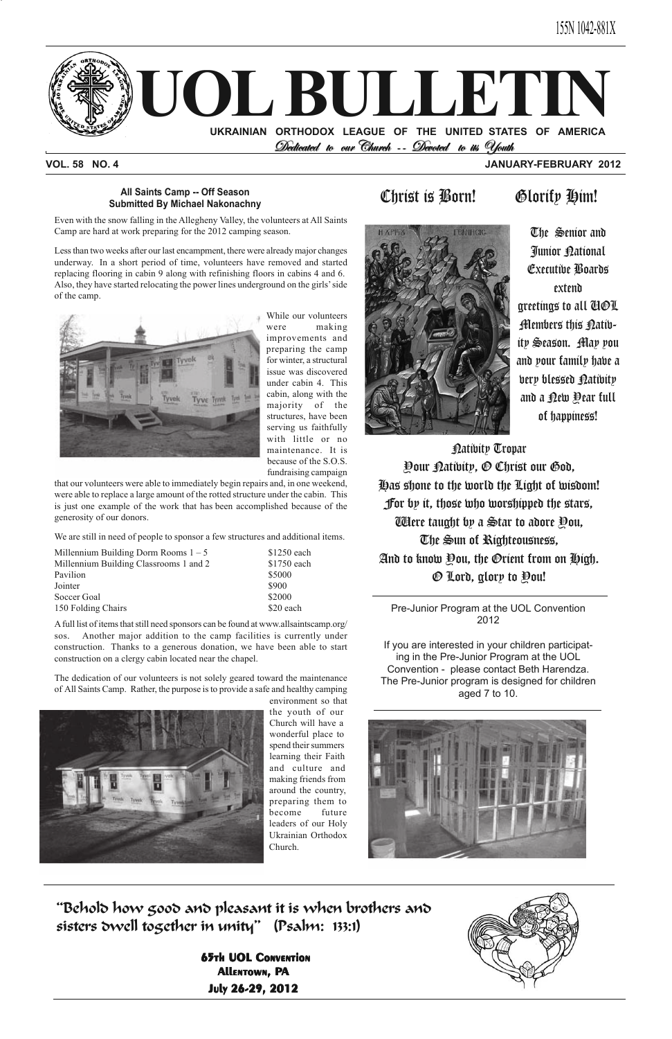ISSN 1042-881X

# UOL BULLETIN

**UKRAINIAN ORTHODOX LEAGUE OF THE UNITED STATES OF AMERICA**

*Dedicated to our Church -- Devoted to its Youth*

**VOL. 58 NO. 4** **JANUARY-FEBRUARY 2012**

### All Saints Camp -- Off Season
**Submitted By Michael Nakonachny**

Even with the snow falling in the Allegheny Valley, the volunteers at All Saints Camp are hard at work preparing for the 2012 camping season.

Less than two weeks after our last encampment, there were already major changes underway. In a short period of time, volunteers have removed and started replacing flooring in cabin 9 along with refinishing floors in cabins 4 and 6. Also, they have started relocating the power lines underground on the girls' side of the camp.

While our volunteers were making improvements and preparing the camp for winter, a structural issue was discovered under cabin 4. This cabin, along with the majority of the structures, have been serving us faithfully with little or no maintenance. It is because of the S.O.S. fundraising campaign that our volunteers were able to immediately begin repairs and, in one weekend, were able to replace a large amount of the rotted structure under the cabin. This is just one example of the work that has been accomplished because of the generosity of our donors.

We are still in need of people to sponsor a few structures and additional items.

| Item | Cost |
|---|---|
| Millennium Building Dorm Rooms 1 – 5 | $1250 each |
| Millennium Building Classrooms 1 and 2 | $1750 each |
| Pavilion | $5000 |
| Jointer | $900 |
| Soccer Goal | $2000 |
| 150 Folding Chairs | $20 each |

A full list of items that still need sponsors can be found at www.allsaintscamp.org/sos. Another major addition to the camp facilities is currently under construction. Thanks to a generous donation, we have been able to start construction on a clergy cabin located near the chapel.

The dedication of our volunteers is not solely geared toward the maintenance of All Saints Camp. Rather, the purpose is to provide a safe and healthy camping environment so that the youth of our Church will have a wonderful place to spend their summers learning their Faith and culture and making friends from around the country, preparing them to become future leaders of our Holy Ukrainian Orthodox Church.

## Christ is Born! Glorify Him!

The Senior and Junior National Executive Boards extend greetings to all UOL Members this Nativity Season. May you and your family have a very blessed Nativity and a New Year full of happiness!

### Nativity Tropar

Your Nativity, O Christ our God,
Has shone to the world the Light of wisdom!
For by it, those who worshipped the stars,
Were taught by a Star to adore You,
The Sun of Righteousness,
And to know You, the Orient from on High.
O Lord, glory to You!

---

**Pre-Junior Program at the UOL Convention 2012**

If you are interested in your children participating in the Pre-Junior Program at the UOL Convention - please contact Beth Harendza. The Pre-Junior program is designed for children aged 7 to 10.

---

*"Behold how good and pleasant it is when brothers and sisters dwell together in unity" (Psalm: 133:1)*

**65th UOL Convention**
**Allentown, PA**
**July 26-29, 2012**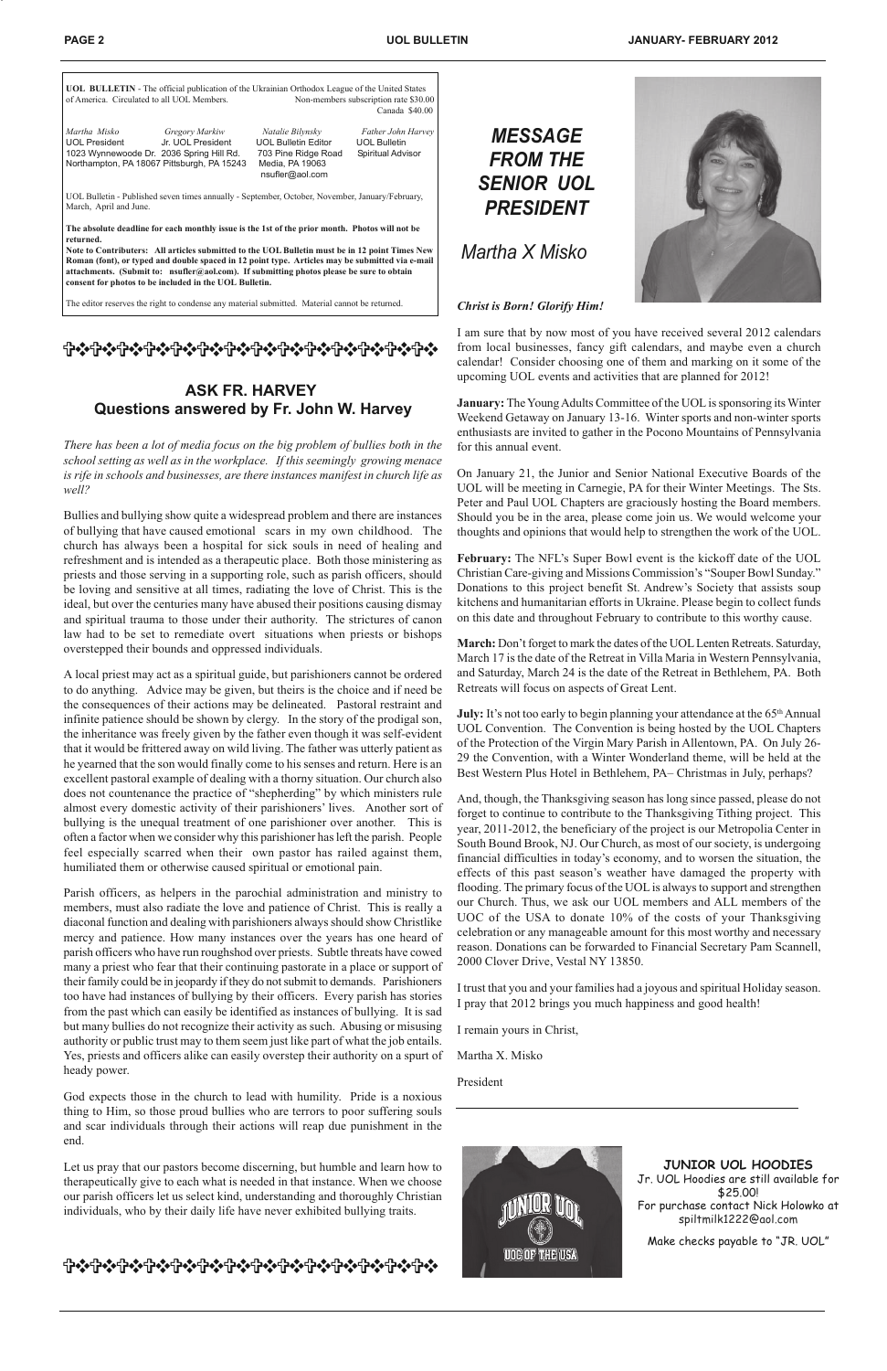**UOL BULLETIN** - The official publication of the Ukrainian Orthodox League of the United States of America. Circulated to all UOL Members. Non-members subscription rate $30.00 Canada $40.00

| *Martha Misko* | *Gregory Markiw* | *Natalie Bilynsky* | *Father John Harvey* |
|---|---|---|---|
| UOL President | Jr. UOL President | UOL Bulletin Editor | UOL Bulletin Spiritual Advisor |
| 1023 Wynnewoode Dr. | 2036 Spring Hill Rd. | 703 Pine Ridge Road | |
| Northampton, PA 18067 | Pittsburgh, PA 15243 | Media, PA 19063 | |
| | | nsufler@aol.com | |

UOL Bulletin - Published seven times annually - September, October, November, January/February, March, April and June.

**The absolute deadline for each monthly issue is the 1st of the prior month. Photos will not be returned.**

**Note to Contributers: All articles submitted to the UOL Bulletin must be in 12 point Times New Roman (font), or typed and double spaced in 12 point type. Articles may be submitted via e-mail attachments. (Submit to: nsufler@aol.com). If submitting photos please be sure to obtain consent for photos to be included in the UOL Bulletin.**

The editor reserves the right to condense any material submitted. Material cannot be returned.

## ASK FR. HARVEY
## Questions answered by Fr. John W. Harvey

*There has been a lot of media focus on the big problem of bullies both in the school setting as well as in the workplace. If this seemingly growing menace is rife in schools and businesses, are there instances manifest in church life as well?*

Bullies and bullying show quite a widespread problem and there are instances of bullying that have caused emotional scars in my own childhood. The church has always been a hospital for sick souls in need of healing and refreshment and is intended as a therapeutic place. Both those ministering as priests and those serving in a supporting role, such as parish officers, should be loving and sensitive at all times, radiating the love of Christ. This is the ideal, but over the centuries many have abused their positions causing dismay and spiritual trauma to those under their authority. The strictures of canon law had to be set to remediate overt situations when priests or bishops overstepped their bounds and oppressed individuals.

A local priest may act as a spiritual guide, but parishioners cannot be ordered to do anything. Advice may be given, but theirs is the choice and if need be the consequences of their actions may be delineated. Pastoral restraint and infinite patience should be shown by clergy. In the story of the prodigal son, the inheritance was freely given by the father even though it was self-evident that it would be frittered away on wild living. The father was utterly patient as he yearned that the son would finally come to his senses and return. Here is an excellent pastoral example of dealing with a thorny situation. Our church also does not countenance the practice of "shepherding" by which ministers rule almost every domestic activity of their parishioners' lives. Another sort of bullying is the unequal treatment of one parishioner over another. This is often a factor when we consider why this parishioner has left the parish. People feel especially scarred when their own pastor has railed against them, humiliated them or otherwise caused spiritual or emotional pain.

Parish officers, as helpers in the parochial administration and ministry to members, must also radiate the love and patience of Christ. This is really a diaconal function and dealing with parishioners always should show Christlike mercy and patience. How many instances over the years has one heard of parish officers who have run roughshod over priests. Subtle threats have cowed many a priest who fear that their continuing pastorate in a place or support of their family could be in jeopardy if they do not submit to demands. Parishioners too have had instances of bullying by their officers. Every parish has stories from the past which can easily be identified as instances of bullying. It is sad but many bullies do not recognize their activity as such. Abusing or misusing authority or public trust may to them seem just like part of what the job entails. Yes, priests and officers alike can easily overstep their authority on a spurt of heady power.

God expects those in the church to lead with humility. Pride is a noxious thing to Him, so those proud bullies who are terrors to poor suffering souls and scar individuals through their actions will reap due punishment in the end.

Let us pray that our pastors become discerning, but humble and learn how to therapeutically give to each what is needed in that instance. When we choose our parish officers let us select kind, understanding and thoroughly Christian individuals, who by their daily life have never exhibited bullying traits.

## *MESSAGE FROM THE SENIOR UOL PRESIDENT*

*Martha X Misko*

***Christ is Born! Glorify Him!***

I am sure that by now most of you have received several 2012 calendars from local businesses, fancy gift calendars, and maybe even a church calendar! Consider choosing one of them and marking on it some of the upcoming UOL events and activities that are planned for 2012!

**January:** The Young Adults Committee of the UOL is sponsoring its Winter Weekend Getaway on January 13-16. Winter sports and non-winter sports enthusiasts are invited to gather in the Pocono Mountains of Pennsylvania for this annual event.

On January 21, the Junior and Senior National Executive Boards of the UOL will be meeting in Carnegie, PA for their Winter Meetings. The Sts. Peter and Paul UOL Chapters are graciously hosting the Board members. Should you be in the area, please come join us. We would welcome your thoughts and opinions that would help to strengthen the work of the UOL.

**February:** The NFL's Super Bowl event is the kickoff date of the UOL Christian Care-giving and Missions Commission's "Souper Bowl Sunday." Donations to this project benefit St. Andrew's Society that assists soup kitchens and humanitarian efforts in Ukraine. Please begin to collect funds on this date and throughout February to contribute to this worthy cause.

**March:** Don't forget to mark the dates of the UOL Lenten Retreats. Saturday, March 17 is the date of the Retreat in Villa Maria in Western Pennsylvania, and Saturday, March 24 is the date of the Retreat in Bethlehem, PA. Both Retreats will focus on aspects of Great Lent.

**July:** It's not too early to begin planning your attendance at the 65th Annual UOL Convention. The Convention is being hosted by the UOL Chapters of the Protection of the Virgin Mary Parish in Allentown, PA. On July 26-29 the Convention, with a Winter Wonderland theme, will be held at the Best Western Plus Hotel in Bethlehem, PA– Christmas in July, perhaps?

And, though, the Thanksgiving season has long since passed, please do not forget to continue to contribute to the Thanksgiving Tithing project. This year, 2011-2012, the beneficiary of the project is our Metropolia Center in South Bound Brook, NJ. Our Church, as most of our society, is undergoing financial difficulties in today's economy, and to worsen the situation, the effects of this past season's weather have damaged the property with flooding. The primary focus of the UOL is always to support and strengthen our Church. Thus, we ask our UOL members and ALL members of the UOC of the USA to donate 10% of the costs of your Thanksgiving celebration or any manageable amount for this most worthy and necessary reason. Donations can be forwarded to Financial Secretary Pam Scannell, 2000 Clover Drive, Vestal NY 13850.

I trust that you and your families had a joyous and spiritual Holiday season. I pray that 2012 brings you much happiness and good health!

I remain yours in Christ,

Martha X. Misko

President

**JUNIOR UOL HOODIES**

Jr. UOL Hoodies are still available for $25.00!
For purchase contact Nick Holowko at spiltmilk1222@aol.com

Make checks payable to "JR. UOL"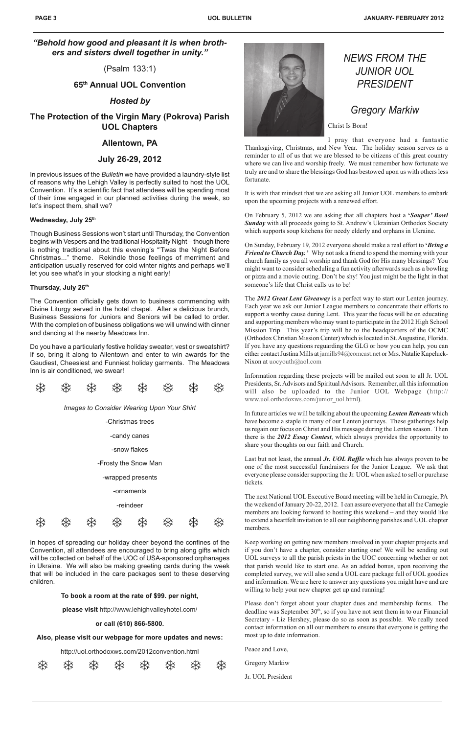***"Behold how good and pleasant it is when brothers and sisters dwell together in unity."***

(Psalm 133:1)

## 65th Annual UOL Convention

### *Hosted by*

## The Protection of the Virgin Mary (Pokrova) Parish UOL Chapters

## Allentown, PA

## July 26-29, 2012

In previous issues of the *Bulletin* we have provided a laundry-style list of reasons why the Lehigh Valley is perfectly suited to host the UOL Convention. It's a scientific fact that attendees will be spending most of their time engaged in our planned activities during the week, so let's inspect them, shall we?

**Wednesday, July 25th**

Though Business Sessions won't start until Thursday, the Convention begins with Vespers and the traditional Hospitality Night – though there is nothing tradtional about this evening's "'Twas the Night Before Christmas..." theme. Rekindle those feelings of merriment and anticipation usually reserved for cold winter nights and perhaps we'll let you see what's in your stocking a night early!

**Thursday, July 26th**

The Convention officially gets down to business commencing with Divine Liturgy served in the hotel chapel. After a delicious brunch, Business Sessions for Juniors and Seniors will be called to order. With the completion of business obligations we will unwind with dinner and dancing at the nearby Meadows Inn.

Do you have a particularly festive holiday sweater, vest or sweatshirt? If so, bring it along to Allentown and enter to win awards for the Gaudiest, Cheesiest and Funniest holiday garments. The Meadows Inn is air conditioned, we swear!

❄ ❄ ❄ ❄ ❄ ❄ ❄ ❄

*Images to Consider Wearing Upon Your Shirt*

-Christmas trees

-candy canes

-snow flakes

-Frosty the Snow Man

-wrapped presents

-ornaments

-reindeer

❄ ❄ ❄ ❄ ❄ ❄ ❄ ❄

In hopes of spreading our holiday cheer beyond the confines of the Convention, all attendees are encouraged to bring along gifts which will be collected on behalf of the UOC of USA-sponsored orphanages in Ukraine. We will also be making greeting cards during the week that will be included in the care packages sent to these deserving children.

**To book a room at the rate of $99. per night,**

**please visit** http://www.lehighvalleyhotel.com/

**or call (610) 866-5800.**

**Also, please visit our webpage for more updates and news:**

http://uol.orthodoxws.com/2012convention.html

❄ ❄ ❄ ❄ ❄ ❄ ❄ ❄

## *NEWS FROM THE JUNIOR UOL PRESIDENT*

## *Gregory Markiw*

Christ Is Born!

I pray that everyone had a fantastic Thanksgiving, Christmas, and New Year. The holiday season serves as a reminder to all of us that we are blessed to be citizens of this great country where we can live and worship freely. We must remember how fortunate we truly are and to share the blessings God has bestowed upon us with others less fortunate.

It is with that mindset that we are asking all Junior UOL members to embark upon the upcoming projects with a renewed effort.

On February 5, 2012 we are asking that all chapters host a ***'Souper' Bowl Sunday*** with all proceeds going to St. Andrew's Ukrainian Orthodox Society which supports soup kitchens for needy elderly and orphans in Ukraine.

On Sunday, February 19, 2012 everyone should make a real effort to ***'Bring a Friend to Church Day.'*** Why not ask a friend to spend the morning with your church family as you all worship and thank God for His many blessings? You might want to consider scheduling a fun activity afterwards such as a bowling or pizza and a movie outing. Don't be shy! You just might be the light in that someone's life that Christ calls us to be!

The ***2012 Great Lent Giveaway*** is a perfect way to start our Lenten journey. Each year we ask our Junior League members to concentrate their efforts to support a worthy cause during Lent. This year the focus will be on educating and supporting members who may want to participate in the 2012 High School Mission Trip. This year's trip will be to the headquarters of the OCMC (Orthodox Christian Mission Center) which is located in St. Augustine, Florida. If you have any questions reguarding the GLG or how you can help, you can either contact Justina Mills at jamills94@comcast.net or Mrs. Natalie Kapeluck-Nixon at uocyouth@aol.com

Information regarding these projects will be mailed out soon to all Jr. UOL Presidents, Sr. Advisors and Spiritual Advisors. Remember, all this information will also be uploaded to the Junior UOL Webpage (http://www.uol.orthodoxws.com/junior_uol.html).

In future articles we will be talking about the upcoming ***Lenten Retreats*** which have become a staple in many of our Lenten journeys. These gatherings help us regain our focus on Christ and His message during the Lenten season. Then there is the ***2012 Essay Contest***, which always provides the opportunity to share your thoughts on our faith and Church.

Last but not least, the annual ***Jr. UOL Raffle*** which has always proven to be one of the most successful fundraisers for the Junior League. We ask that everyone please consider supporting the Jr. UOL when asked to sell or purchase tickets.

The next National UOL Executive Board meeting will be held in Carnegie, PA the weekend of January 20-22, 2012. I can assure everyone that all the Carnegie members are looking forward to hosting this weekend – and they would like to extend a heartfelt invitation to all our neighboring parishes and UOL chapter members.

Keep working on getting new members involved in your chapter projects and if you don't have a chapter, consider starting one! We will be sending out UOL surveys to all the parish priests in the UOC concerning whether or not that parish would like to start one. As an added bonus, upon receiving the completed survey, we will also send a UOL care package full of UOL goodies and information. We are here to answer any questions you might have and are willing to help your new chapter get up and running!

Please don't forget about your chapter dues and membership forms. The deadline was September 30th, so if you have not sent them in to our Financial Secretary - Liz Hershey, please do so as soon as possible. We really need contact information on all our members to ensure that everyone is getting the most up to date information.

Peace and Love,

Gregory Markiw

Jr. UOL President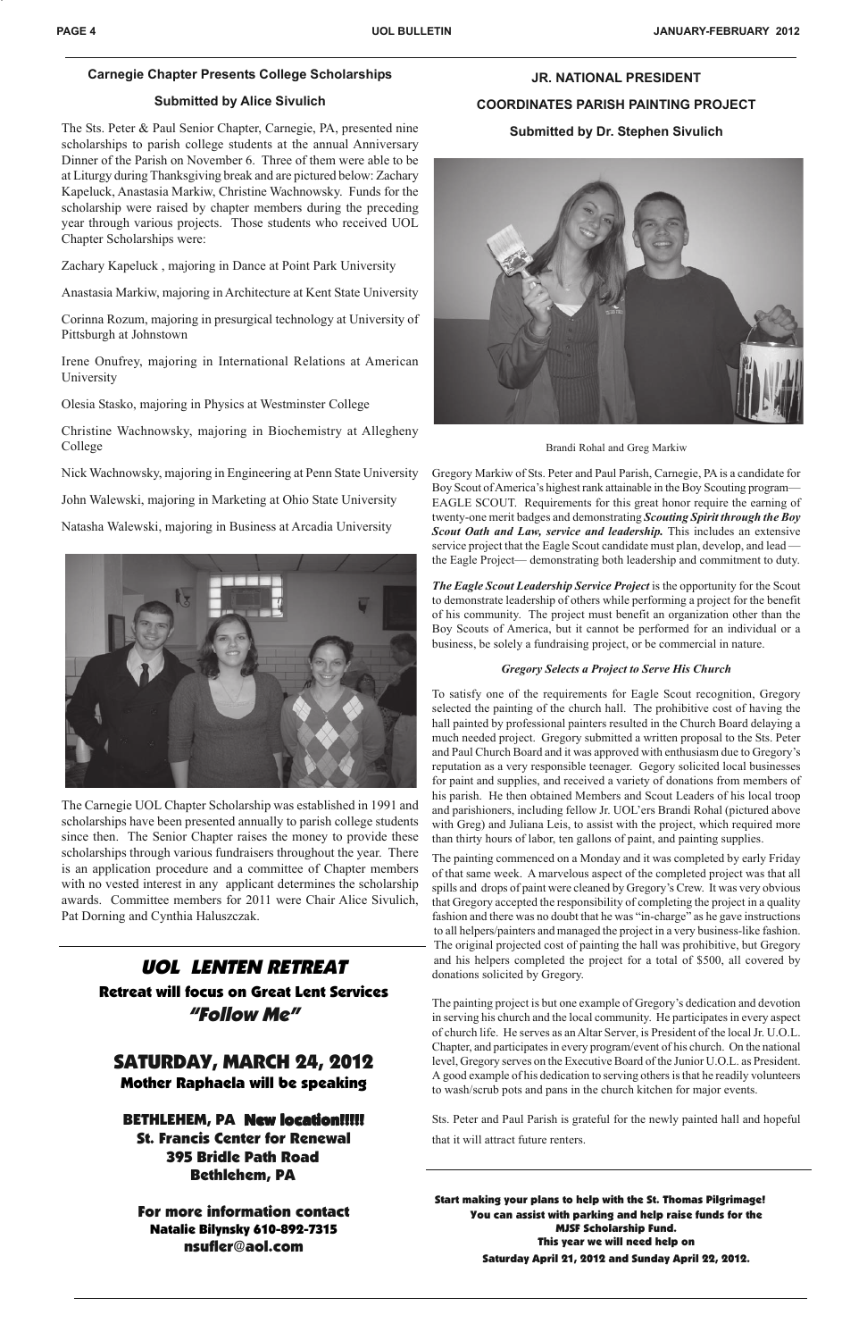## Carnegie Chapter Presents College Scholarships

### Submitted by Alice Sivulich

The Sts. Peter & Paul Senior Chapter, Carnegie, PA, presented nine scholarships to parish college students at the annual Anniversary Dinner of the Parish on November 6. Three of them were able to be at Liturgy during Thanksgiving break and are pictured below: Zachary Kapeluck, Anastasia Markiw, Christine Wachnowsky. Funds for the scholarship were raised by chapter members during the preceding year through various projects. Those students who received UOL Chapter Scholarships were:

Zachary Kapeluck , majoring in Dance at Point Park University

Anastasia Markiw, majoring in Architecture at Kent State University

Corinna Rozum, majoring in presurgical technology at University of Pittsburgh at Johnstown

Irene Onufrey, majoring in International Relations at American University

Olesia Stasko, majoring in Physics at Westminster College

Christine Wachnowsky, majoring in Biochemistry at Allegheny College

Nick Wachnowsky, majoring in Engineering at Penn State University

John Walewski, majoring in Marketing at Ohio State University

Natasha Walewski, majoring in Business at Arcadia University

The Carnegie UOL Chapter Scholarship was established in 1991 and scholarships have been presented annually to parish college students since then. The Senior Chapter raises the money to provide these scholarships through various fundraisers throughout the year. There is an application procedure and a committee of Chapter members with no vested interest in any applicant determines the scholarship awards. Committee members for 2011 were Chair Alice Sivulich, Pat Dorning and Cynthia Haluszczak.

## UOL LENTEN RETREAT

**Retreat will focus on Great Lent Services**

***"Follow Me"***

## SATURDAY, MARCH 24, 2012

**Mother Raphaela will be speaking**

**BETHLEHEM, PA New location!!!!!**
**St. Francis Center for Renewal**
**395 Bridle Path Road**
**Bethlehem, PA**

**For more information contact**
**Natalie Bilynsky 610-892-7315**
**nsufler@aol.com**

## JR. NATIONAL PRESIDENT COORDINATES PARISH PAINTING PROJECT

### Submitted by Dr. Stephen Sivulich

Brandi Rohal and Greg Markiw

Gregory Markiw of Sts. Peter and Paul Parish, Carnegie, PA is a candidate for Boy Scout of America's highest rank attainable in the Boy Scouting program— EAGLE SCOUT. Requirements for this great honor require the earning of twenty-one merit badges and demonstrating ***Scouting Spirit through the Boy Scout Oath and Law, service and leadership.*** This includes an extensive service project that the Eagle Scout candidate must plan, develop, and lead — the Eagle Project— demonstrating both leadership and commitment to duty.

***The Eagle Scout Leadership Service Project*** is the opportunity for the Scout to demonstrate leadership of others while performing a project for the benefit of his community. The project must benefit an organization other than the Boy Scouts of America, but it cannot be performed for an individual or a business, be solely a fundraising project, or be commercial in nature.

***Gregory Selects a Project to Serve His Church***

To satisfy one of the requirements for Eagle Scout recognition, Gregory selected the painting of the church hall. The prohibitive cost of having the hall painted by professional painters resulted in the Church Board delaying a much needed project. Gregory submitted a written proposal to the Sts. Peter and Paul Church Board and it was approved with enthusiasm due to Gregory's reputation as a very responsible teenager. Gegory solicited local businesses for paint and supplies, and received a variety of donations from members of his parish. He then obtained Members and Scout Leaders of his local troop and parishioners, including fellow Jr. UOL'ers Brandi Rohal (pictured above with Greg) and Juliana Leis, to assist with the project, which required more than thirty hours of labor, ten gallons of paint, and painting supplies.

The painting commenced on a Monday and it was completed by early Friday of that same week. A marvelous aspect of the completed project was that all spills and drops of paint were cleaned by Gregory's Crew. It was very obvious that Gregory accepted the responsibility of completing the project in a quality fashion and there was no doubt that he was "in-charge" as he gave instructions to all helpers/painters and managed the project in a very business-like fashion. The original projected cost of painting the hall was prohibitive, but Gregory and his helpers completed the project for a total of $500, all covered by donations solicited by Gregory.

The painting project is but one example of Gregory's dedication and devotion in serving his church and the local community. He participates in every aspect of church life. He serves as an Altar Server, is President of the local Jr. U.O.L. Chapter, and participates in every program/event of his church. On the national level, Gregory serves on the Executive Board of the Junior U.O.L. as President. A good example of his dedication to serving others is that he readily volunteers to wash/scrub pots and pans in the church kitchen for major events.

Sts. Peter and Paul Parish is grateful for the newly painted hall and hopeful that it will attract future renters.

**Start making your plans to help with the St. Thomas Pilgrimage! You can assist with parking and help raise funds for the MJSF Scholarship Fund. This year we will need help on Saturday April 21, 2012 and Sunday April 22, 2012.**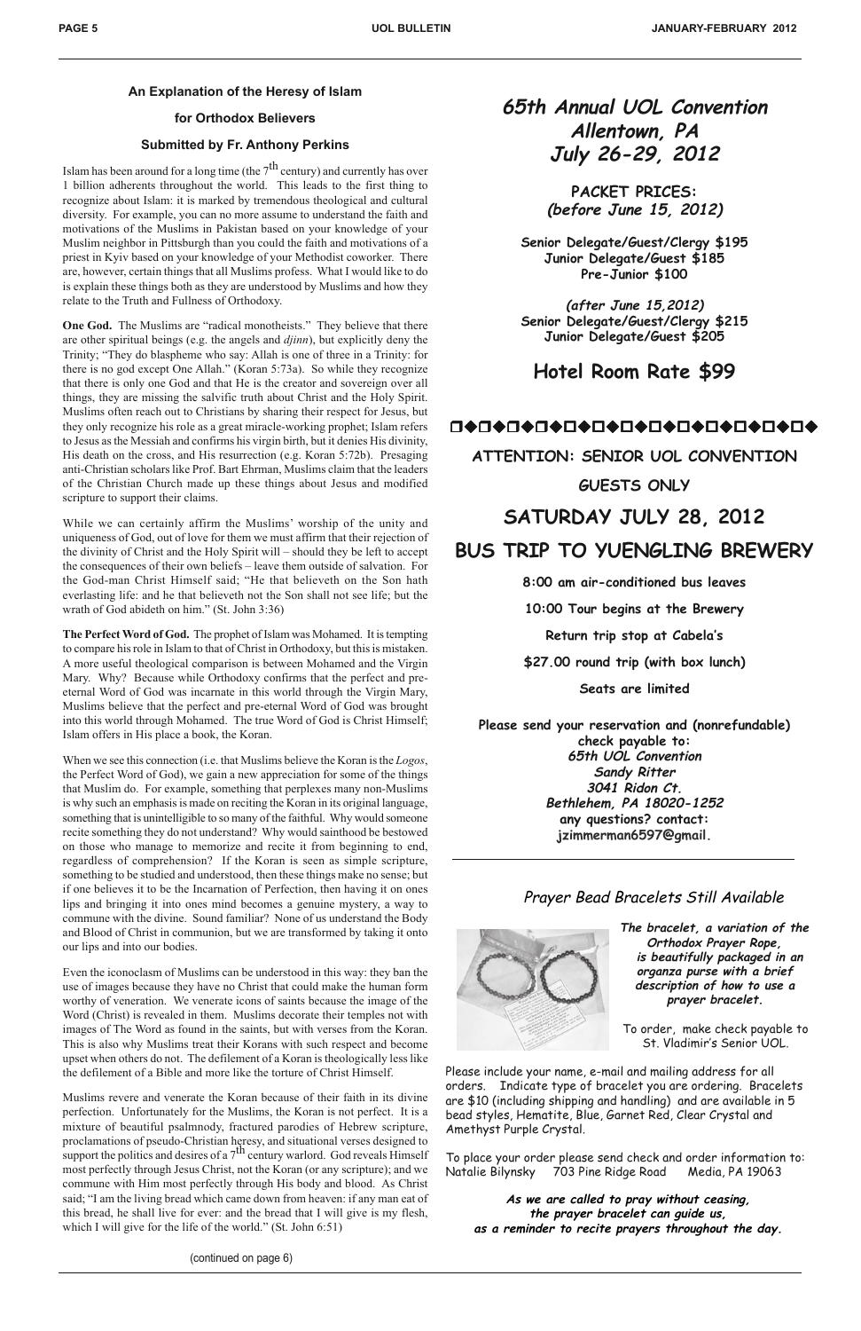### An Explanation of the Heresy of Islam

### for Orthodox Believers

### Submitted by Fr. Anthony Perkins

Islam has been around for a long time (the 7th century) and currently has over 1 billion adherents throughout the world. This leads to the first thing to recognize about Islam: it is marked by tremendous theological and cultural diversity. For example, you can no more assume to understand the faith and motivations of the Muslims in Pakistan based on your knowledge of your Muslim neighbor in Pittsburgh than you could the faith and motivations of a priest in Kyiv based on your knowledge of your Methodist coworker. There are, however, certain things that all Muslims profess. What I would like to do is explain these things both as they are understood by Muslims and how they relate to the Truth and Fullness of Orthodoxy.

**One God.** The Muslims are "radical monotheists." They believe that there are other spiritual beings (e.g. the angels and *djinn*), but explicitly deny the Trinity; "They do blaspheme who say: Allah is one of three in a Trinity: for there is no god except One Allah." (Koran 5:73a). So while they recognize that there is only one God and that He is the creator and sovereign over all things, they are missing the salvific truth about Christ and the Holy Spirit. Muslims often reach out to Christians by sharing their respect for Jesus, but they only recognize his role as a great miracle-working prophet; Islam refers to Jesus as the Messiah and confirms his virgin birth, but it denies His divinity, His death on the cross, and His resurrection (e.g. Koran 5:72b). Presaging anti-Christian scholars like Prof. Bart Ehrman, Muslims claim that the leaders of the Christian Church made up these things about Jesus and modified scripture to support their claims.

While we can certainly affirm the Muslims' worship of the unity and uniqueness of God, out of love for them we must affirm that their rejection of the divinity of Christ and the Holy Spirit will – should they be left to accept the consequences of their own beliefs – leave them outside of salvation. For the God-man Christ Himself said; "He that believeth on the Son hath everlasting life: and he that believeth not the Son shall not see life; but the wrath of God abideth on him." (St. John 3:36)

**The Perfect Word of God.** The prophet of Islam was Mohamed. It is tempting to compare his role in Islam to that of Christ in Orthodoxy, but this is mistaken. A more useful theological comparison is between Mohamed and the Virgin Mary. Why? Because while Orthodoxy confirms that the perfect and pre-eternal Word of God was incarnate in this world through the Virgin Mary, Muslims believe that the perfect and pre-eternal Word of God was brought into this world through Mohamed. The true Word of God is Christ Himself; Islam offers in His place a book, the Koran.

When we see this connection (i.e. that Muslims believe the Koran is the *Logos*, the Perfect Word of God), we gain a new appreciation for some of the things that Muslim do. For example, something that perplexes many non-Muslims is why such an emphasis is made on reciting the Koran in its original language, something that is unintelligible to so many of the faithful. Why would someone recite something they do not understand? Why would sainthood be bestowed on those who manage to memorize and recite it from beginning to end, regardless of comprehension? If the Koran is seen as simple scripture, something to be studied and understood, then these things make no sense; but if one believes it to be the Incarnation of Perfection, then having it on ones lips and bringing it into ones mind becomes a genuine mystery, a way to commune with the divine. Sound familiar? None of us understand the Body and Blood of Christ in communion, but we are transformed by taking it onto our lips and into our bodies.

Even the iconoclasm of Muslims can be understood in this way: they ban the use of images because they have no Christ that could make the human form worthy of veneration. We venerate icons of saints because the image of the Word (Christ) is revealed in them. Muslims decorate their temples not with images of The Word as found in the saints, but with verses from the Koran. This is also why Muslims treat their Korans with such respect and become upset when others do not. The defilement of a Koran is theologically less like the defilement of a Bible and more like the torture of Christ Himself.

Muslims revere and venerate the Koran because of their faith in its divine perfection. Unfortunately for the Muslims, the Koran is not perfect. It is a mixture of beautiful psalmnody, fractured parodies of Hebrew scripture, proclamations of pseudo-Christian heresy, and situational verses designed to support the politics and desires of a 7th century warlord. God reveals Himself most perfectly through Jesus Christ, not the Koran (or any scripture); and we commune with Him most perfectly through His body and blood. As Christ said; "I am the living bread which came down from heaven: if any man eat of this bread, he shall live for ever: and the bread that I will give is my flesh, which I will give for the life of the world." (St. John 6:51)

(continued on page 6)

## *65th Annual UOL Convention Allentown, PA July 26-29, 2012*

**PACKET PRICES:**
***(before June 15, 2012)***

**Senior Delegate/Guest/Clergy $195**
**Junior Delegate/Guest $185**
**Pre-Junior $100**

***(after June 15,2012)***
**Senior Delegate/Guest/Clergy $215**
**Junior Delegate/Guest $205**

## Hotel Room Rate $99

**ATTENTION: SENIOR UOL CONVENTION GUESTS ONLY**

## SATURDAY JULY 28, 2012

## BUS TRIP TO YUENGLING BREWERY

**8:00 am air-conditioned bus leaves**

**10:00 Tour begins at the Brewery**

**Return trip stop at Cabela's**

**$27.00 round trip (with box lunch)**

**Seats are limited**

**Please send your reservation and (nonrefundable) check payable to:**
***65th UOL Convention***
***Sandy Ritter***
***3041 Ridon Ct.***
***Bethlehem, PA 18020-1252***
**any questions? contact:**
**jzimmerman6597@gmail.**

### *Prayer Bead Bracelets Still Available*

***The bracelet, a variation of the Orthodox Prayer Rope, is beautifully packaged in an organza purse with a brief description of how to use a prayer bracelet.***

To order, make check payable to St. Vladimir's Senior UOL.

Please include your name, e-mail and mailing address for all orders. Indicate type of bracelet you are ordering. Bracelets are $10 (including shipping and handling) and are available in 5 bead styles, Hematite, Blue, Garnet Red, Clear Crystal and Amethyst Purple Crystal.

To place your order please send check and order information to:
Natalie Bilynsky 703 Pine Ridge Road Media, PA 19063

***As we are called to pray without ceasing, the prayer bracelet can guide us, as a reminder to recite prayers throughout the day.***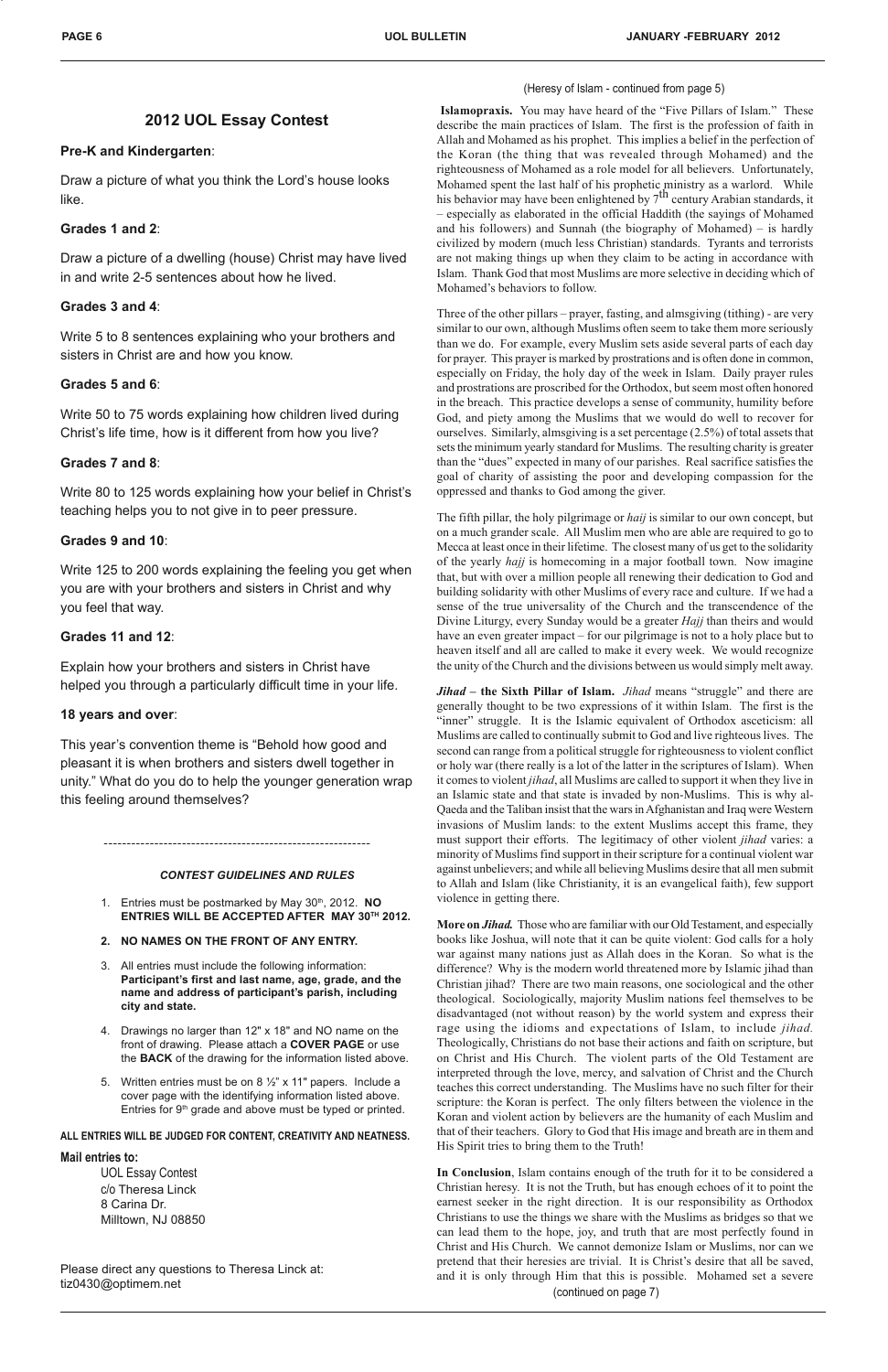## 2012 UOL Essay Contest

### Pre-K and Kindergarten:

Draw a picture of what you think the Lord's house looks like.

### Grades 1 and 2:

Draw a picture of a dwelling (house) Christ may have lived in and write 2-5 sentences about how he lived.

### Grades 3 and 4:

Write 5 to 8 sentences explaining who your brothers and sisters in Christ are and how you know.

### Grades 5 and 6:

Write 50 to 75 words explaining how children lived during Christ's life time, how is it different from how you live?

### Grades 7 and 8:

Write 80 to 125 words explaining how your belief in Christ's teaching helps you to not give in to peer pressure.

### Grades 9 and 10:

Write 125 to 200 words explaining the feeling you get when you are with your brothers and sisters in Christ and why you feel that way.

### Grades 11 and 12:

Explain how your brothers and sisters in Christ have helped you through a particularly difficult time in your life.

### 18 years and over:

This year's convention theme is "Behold how good and pleasant it is when brothers and sisters dwell together in unity." What do you do to help the younger generation wrap this feeling around themselves?

---

***CONTEST GUIDELINES AND RULES***

1. Entries must be postmarked by May 30th, 2012. **NO ENTRIES WILL BE ACCEPTED AFTER MAY 30TH 2012.**
2. **NO NAMES ON THE FRONT OF ANY ENTRY.**
3. All entries must include the following information: **Participant's first and last name, age, grade, and the name and address of participant's parish, including city and state.**
4. Drawings no larger than 12" x 18" and NO name on the front of drawing. Please attach a **COVER PAGE** or use the **BACK** of the drawing for the information listed above.
5. Written entries must be on 8 ½" x 11" papers. Include a cover page with the identifying information listed above. Entries for 9th grade and above must be typed or printed.

**ALL ENTRIES WILL BE JUDGED FOR CONTENT, CREATIVITY AND NEATNESS.**

**Mail entries to:**

UOL Essay Contest
c/o Theresa Linck
8 Carina Dr.
Milltown, NJ 08850

Please direct any questions to Theresa Linck at: tiz0430@optimem.net

(Heresy of Islam - continued from page 5)

**Islamopraxis.** You may have heard of the "Five Pillars of Islam." These describe the main practices of Islam. The first is the profession of faith in Allah and Mohamed as his prophet. This implies a belief in the perfection of the Koran (the thing that was revealed through Mohamed) and the righteousness of Mohamed as a role model for all believers. Unfortunately, Mohamed spent the last half of his prophetic ministry as a warlord. While his behavior may have been enlightened by 7th century Arabian standards, it – especially as elaborated in the official Haddith (the sayings of Mohamed and his followers) and Sunnah (the biography of Mohamed) – is hardly civilized by modern (much less Christian) standards. Tyrants and terrorists are not making things up when they claim to be acting in accordance with Islam. Thank God that most Muslims are more selective in deciding which of Mohamed's behaviors to follow.

Three of the other pillars – prayer, fasting, and almsgiving (tithing) - are very similar to our own, although Muslims often seem to take them more seriously than we do. For example, every Muslim sets aside several parts of each day for prayer. This prayer is marked by prostrations and is often done in common, especially on Friday, the holy day of the week in Islam. Daily prayer rules and prostrations are proscribed for the Orthodox, but seem most often honored in the breach. This practice develops a sense of community, humility before God, and piety among the Muslims that we would do well to recover for ourselves. Similarly, almsgiving is a set percentage (2.5%) of total assets that sets the minimum yearly standard for Muslims. The resulting charity is greater than the "dues" expected in many of our parishes. Real sacrifice satisfies the goal of charity of assisting the poor and developing compassion for the oppressed and thanks to God among the giver.

The fifth pillar, the holy pilgrimage or *haij* is similar to our own concept, but on a much grander scale. All Muslim men who are able are required to go to Mecca at least once in their lifetime. The closest many of us get to the solidarity of the yearly *hajj* is homecoming in a major football town. Now imagine that, but with over a million people all renewing their dedication to God and building solidarity with other Muslims of every race and culture. If we had a sense of the true universality of the Church and the transcendence of the Divine Liturgy, every Sunday would be a greater *Hajj* than theirs and would have an even greater impact – for our pilgrimage is not to a holy place but to heaven itself and all are called to make it every week. We would recognize the unity of the Church and the divisions between us would simply melt away.

***Jihad* – the Sixth Pillar of Islam.** *Jihad* means "struggle" and there are generally thought to be two expressions of it within Islam. The first is the "inner" struggle. It is the Islamic equivalent of Orthodox asceticism: all Muslims are called to continually submit to God and live righteous lives. The second can range from a political struggle for righteousness to violent conflict or holy war (there really is a lot of the latter in the scriptures of Islam). When it comes to violent *jihad*, all Muslims are called to support it when they live in an Islamic state and that state is invaded by non-Muslims. This is why al-Qaeda and the Taliban insist that the wars in Afghanistan and Iraq were Western invasions of Muslim lands: to the extent Muslims accept this frame, they must support their efforts. The legitimacy of other violent *jihad* varies: a minority of Muslims find support in their scripture for a continual violent war against unbelievers; and while all believing Muslims desire that all men submit to Allah and Islam (like Christianity, it is an evangelical faith), few support violence in getting there.

**More on *Jihad.*** Those who are familiar with our Old Testament, and especially books like Joshua, will note that it can be quite violent: God calls for a holy war against many nations just as Allah does in the Koran. So what is the difference? Why is the modern world threatened more by Islamic jihad than Christian jihad? There are two main reasons, one sociological and the other theological. Sociologically, majority Muslim nations feel themselves to be disadvantaged (not without reason) by the world system and express their rage using the idioms and expectations of Islam, to include *jihad.* Theologically, Christians do not base their actions and faith on scripture, but on Christ and His Church. The violent parts of the Old Testament are interpreted through the love, mercy, and salvation of Christ and the Church teaches this correct understanding. The Muslims have no such filter for their scripture: the Koran is perfect. The only filters between the violence in the Koran and violent action by believers are the humanity of each Muslim and that of their teachers. Glory to God that His image and breath are in them and His Spirit tries to bring them to the Truth!

**In Conclusion**, Islam contains enough of the truth for it to be considered a Christian heresy. It is not the Truth, but has enough echoes of it to point the earnest seeker in the right direction. It is our responsibility as Orthodox Christians to use the things we share with the Muslims as bridges so that we can lead them to the hope, joy, and truth that are most perfectly found in Christ and His Church. We cannot demonize Islam or Muslims, nor can we pretend that their heresies are trivial. It is Christ's desire that all be saved, and it is only through Him that this is possible. Mohamed set a severe

(continued on page 7)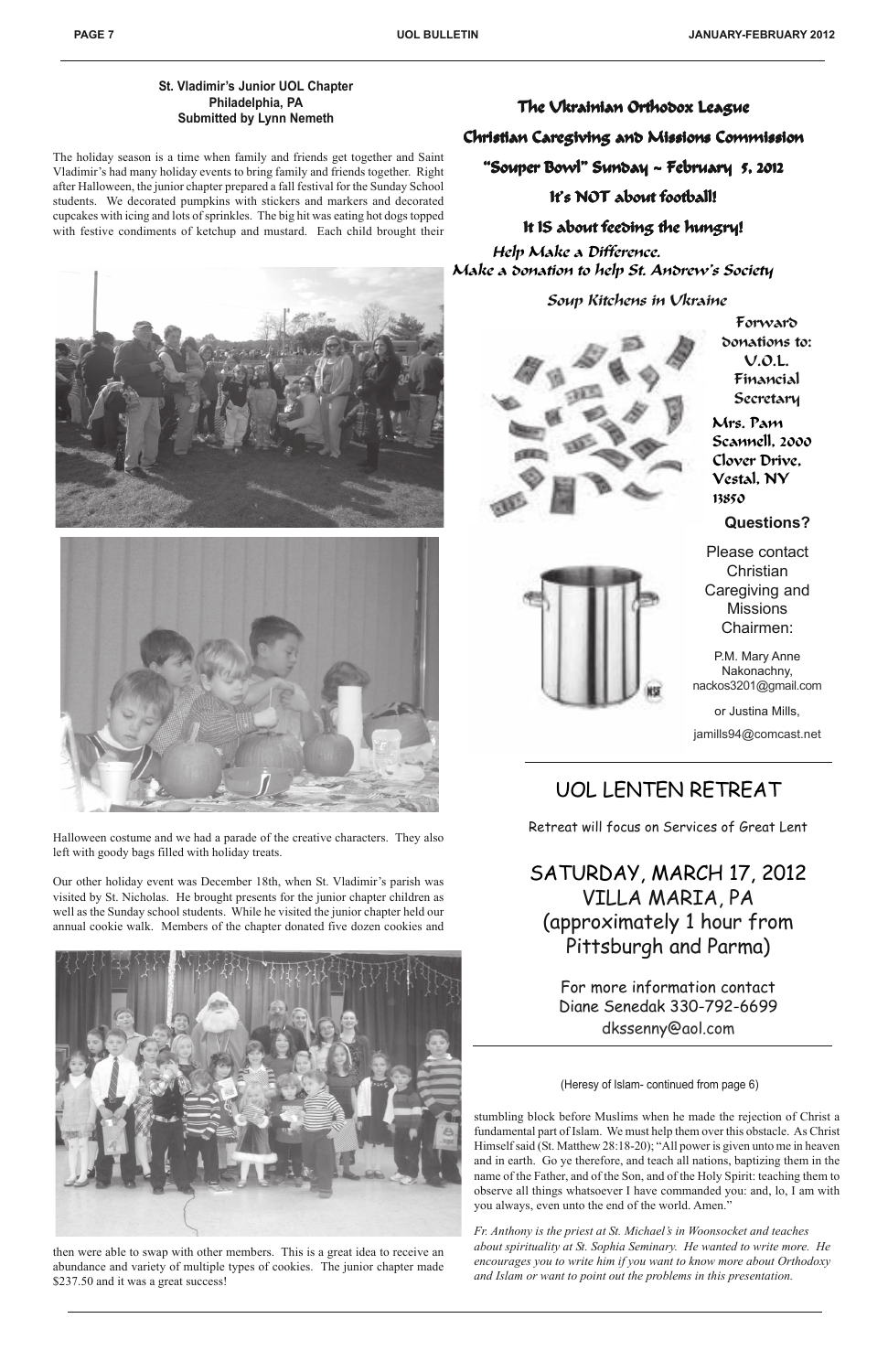### St. Vladimir's Junior UOL Chapter
**Philadelphia, PA**
**Submitted by Lynn Nemeth**

The holiday season is a time when family and friends get together and Saint Vladimir's had many holiday events to bring family and friends together. Right after Halloween, the junior chapter prepared a fall festival for the Sunday School students. We decorated pumpkins with stickers and markers and decorated cupcakes with icing and lots of sprinkles. The big hit was eating hot dogs topped with festive condiments of ketchup and mustard. Each child brought their Halloween costume and we had a parade of the creative characters. They also left with goody bags filled with holiday treats.

Our other holiday event was December 18th, when St. Vladimir's parish was visited by St. Nicholas. He brought presents for the junior chapter children as well as the Sunday school students. While he visited the junior chapter held our annual cookie walk. Members of the chapter donated five dozen cookies and then were able to swap with other members. This is a great idea to receive an abundance and variety of multiple types of cookies. The junior chapter made $237.50 and it was a great success!

## The Ukrainian Orthodox League

## Christian Caregiving and Missions Commission

## "Souper Bowl" Sunday ~ February 5, 2012

## It's NOT about football!

## It IS about feeding the hungry!

*Help Make a Difference.*
*Make a donation to help St. Andrew's Society*

*Soup Kitchens in Ukraine*

Forward donations to: U.O.L. Financial Secretary

Mrs. Pam Scannell, 2000 Clover Drive, Vestal, NY 13850

**Questions?**

Please contact Christian Caregiving and Missions Chairmen:

P.M. Mary Anne Nakonachny, nackos3201@gmail.com

or Justina Mills,

jamills94@comcast.net

## UOL LENTEN RETREAT

Retreat will focus on Services of Great Lent

## SATURDAY, MARCH 17, 2012
## VILLA MARIA, PA
## (approximately 1 hour from Pittsburgh and Parma)

For more information contact
Diane Senedak 330-792-6699
dkssenny@aol.com

(Heresy of Islam- continued from page 6)

stumbling block before Muslims when he made the rejection of Christ a fundamental part of Islam. We must help them over this obstacle. As Christ Himself said (St. Matthew 28:18-20); "All power is given unto me in heaven and in earth. Go ye therefore, and teach all nations, baptizing them in the name of the Father, and of the Son, and of the Holy Spirit: teaching them to observe all things whatsoever I have commanded you: and, lo, I am with you always, even unto the end of the world. Amen."

*Fr. Anthony is the priest at St. Michael's in Woonsocket and teaches about spirituality at St. Sophia Seminary. He wanted to write more. He encourages you to write him if you want to know more about Orthodoxy and Islam or want to point out the problems in this presentation.*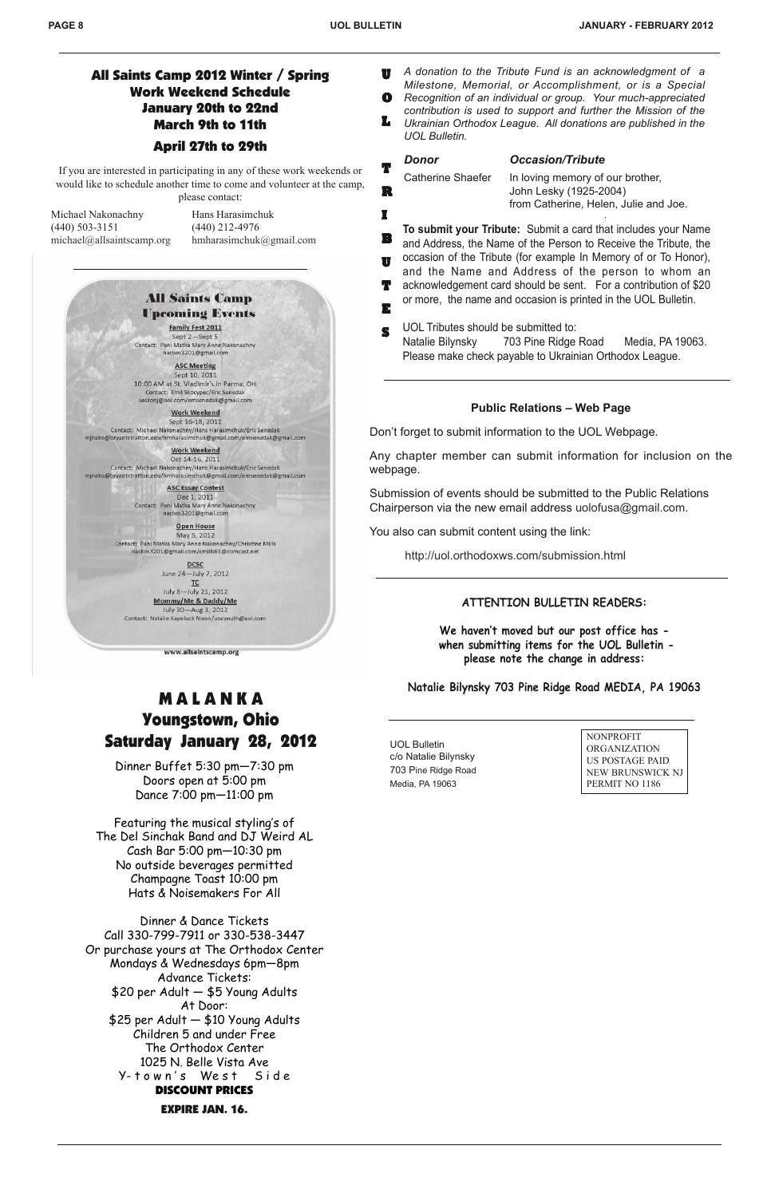## All Saints Camp 2012 Winter / Spring Work Weekend Schedule

## January 20th to 22nd

## March 9th to 11th

## April 27th to 29th

If you are interested in participating in any of these work weekends or would like to schedule another time to come and volunteer at the camp, please contact:

Michael Nakonachny
(440) 503-3151
michael@allsaintscamp.org

Hans Harasimchuk
(440) 212-4976
hmharasimchuk@gmail.com

### All Saints Camp Upcoming Events

**Family Fest 2011**
Sept 2—Sept 5
Contact: Pani Matka Mary Anne Nakonachny
nackos3201@gmail.com

**ASC Meeting**
Sept 10, 2011
10:00 AM at St. Vladimir's in Parma, OH
Contact: Emil Skocypec/Eric Senedak
seskonj@aol.com/emsenedak@gmail.com

**Work Weekend**
Sept 16-18, 2011
Contact: Michael Nakonachny/Hans Harasimchuk/Eric Senedak
mjnako@bryantstratton.edu/hmharasimchuk@gmail.com/emsenedak@gmail.com

**Work Weekend**
Oct 14-16, 2011
Contact: Michael Nakonachny/Hans Harasimchuk/Eric Senedak
mjnako@bryantstratton.edu/hmharasimchuk@gmail.com/emsenedak@gmail.com

**ASC Essay Contest**
Dec 1, 2011
Contact: Pani Matka Mary Anne Nakonachny
nackos3201@gmail.com

**Open House**
May 5, 2012
Contact: Pani Matka Mary Anne Nakonachny/Christine Mills
nackos3201@gmail.com/cmills63@comcast.net

**DCSC**
June 24—July 7, 2012

**TC**
July 8—July 21, 2012

**Mommy/Me & Daddy/Me**
July 30—Aug 3, 2012
Contact: Natalie Kapeluck Nixon/uocyouth@aol.com

www.allsaintscamp.org

## MALANKA
## Youngstown, Ohio
## Saturday January 28, 2012

Dinner Buffet 5:30 pm—7:30 pm
Doors open at 5:00 pm
Dance 7:00 pm—11:00 pm

Featuring the musical styling's of
The Del Sinchak Band and DJ Weird AL
Cash Bar 5:00 pm—10:30 pm
No outside beverages permitted
Champagne Toast 10:00 pm
Hats & Noisemakers For All

Dinner & Dance Tickets
Call 330-799-7911 or 330-538-3447
Or purchase yours at The Orthodox Center
Mondays & Wednesdays 6pm—8pm
Advance Tickets:
$20 per Adult — $5 Young Adults
At Door:
$25 per Adult — $10 Young Adults
Children 5 and under Free
The Orthodox Center
1025 N. Belle Vista Ave
Y-town's West Side

**DISCOUNT PRICES EXPIRE JAN. 16.**

## UOL TRIBUTES

*A donation to the Tribute Fund is an acknowledgment of a Milestone, Memorial, or Accomplishment, or is a Special Recognition of an individual or group. Your much-appreciated contribution is used to support and further the Mission of the Ukrainian Orthodox League. All donations are published in the UOL Bulletin.*

| *Donor* | *Occasion/Tribute* |
|---|---|
| Catherine Shaefer | In loving memory of our brother, John Lesky (1925-2004) from Catherine, Helen, Julie and Joe. |

**To submit your Tribute:** Submit a card that includes your Name and Address, the Name of the Person to Receive the Tribute, the occasion of the Tribute (for example In Memory of or To Honor), and the Name and Address of the person to whom an acknowledgement card should be sent. For a contribution of $20 or more, the name and occasion is printed in the UOL Bulletin.

UOL Tributes should be submitted to:
Natalie Bilynsky 703 Pine Ridge Road Media, PA 19063.
Please make check payable to Ukrainian Orthodox League.

### Public Relations – Web Page

Don't forget to submit information to the UOL Webpage.

Any chapter member can submit information for inclusion on the webpage.

Submission of events should be submitted to the Public Relations Chairperson via the new email address uolofusa@gmail.com.

You also can submit content using the link:

http://uol.orthodoxws.com/submission.html

### ATTENTION BULLETIN READERS:

**We haven't moved but our post office has - when submitting items for the UOL Bulletin - please note the change in address:**

**Natalie Bilynsky 703 Pine Ridge Road MEDIA, PA 19063**

UOL Bulletin
c/o Natalie Bilynsky
703 Pine Ridge Road
Media, PA 19063

NONPROFIT ORGANIZATION
US POSTAGE PAID
NEW BRUNSWICK NJ
PERMIT NO 1186